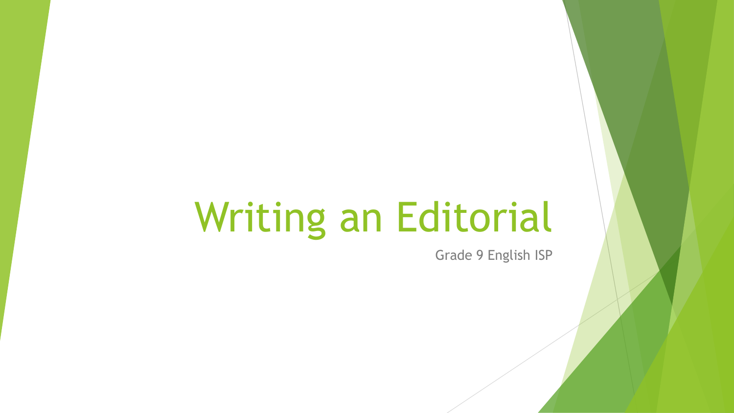# Writing an Editorial

Grade 9 English ISP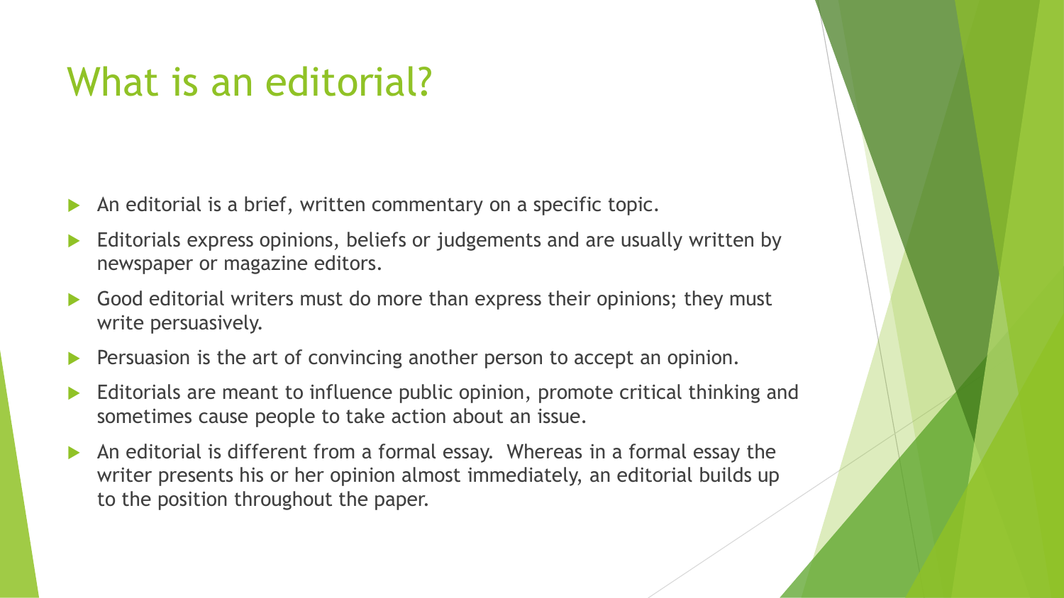# What is an editorial?

- An editorial is a brief, written commentary on a specific topic.
- Editorials express opinions, beliefs or judgements and are usually written by newspaper or magazine editors.
- Good editorial writers must do more than express their opinions; they must write persuasively.
- Persuasion is the art of convincing another person to accept an opinion.
- Editorials are meant to influence public opinion, promote critical thinking and sometimes cause people to take action about an issue.
- An editorial is different from a formal essay. Whereas in a formal essay the writer presents his or her opinion almost immediately, an editorial builds up to the position throughout the paper.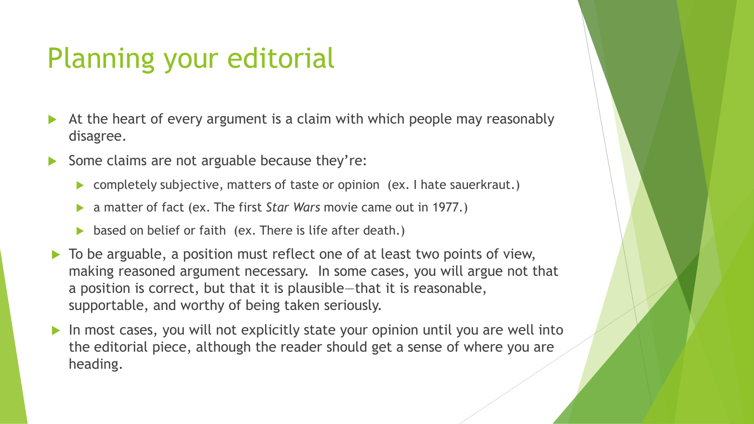# Planning your editorial

- At the heart of every argument is a claim with which people may reasonably disagree.
- Some claims are not arguable because they're:
  - completely subjective, matters of taste or opinion (ex. I hate sauerkraut.)
  - a matter of fact (ex. The first *Star Wars* movie came out in 1977.)
  - based on belief or faith (ex. There is life after death.)
- To be arguable, a position must reflect one of at least two points of view, making reasoned argument necessary. In some cases, you will argue not that a position is correct, but that it is plausible—that it is reasonable, supportable, and worthy of being taken seriously.
- In most cases, you will not explicitly state your opinion until you are well into the editorial piece, although the reader should get a sense of where you are heading.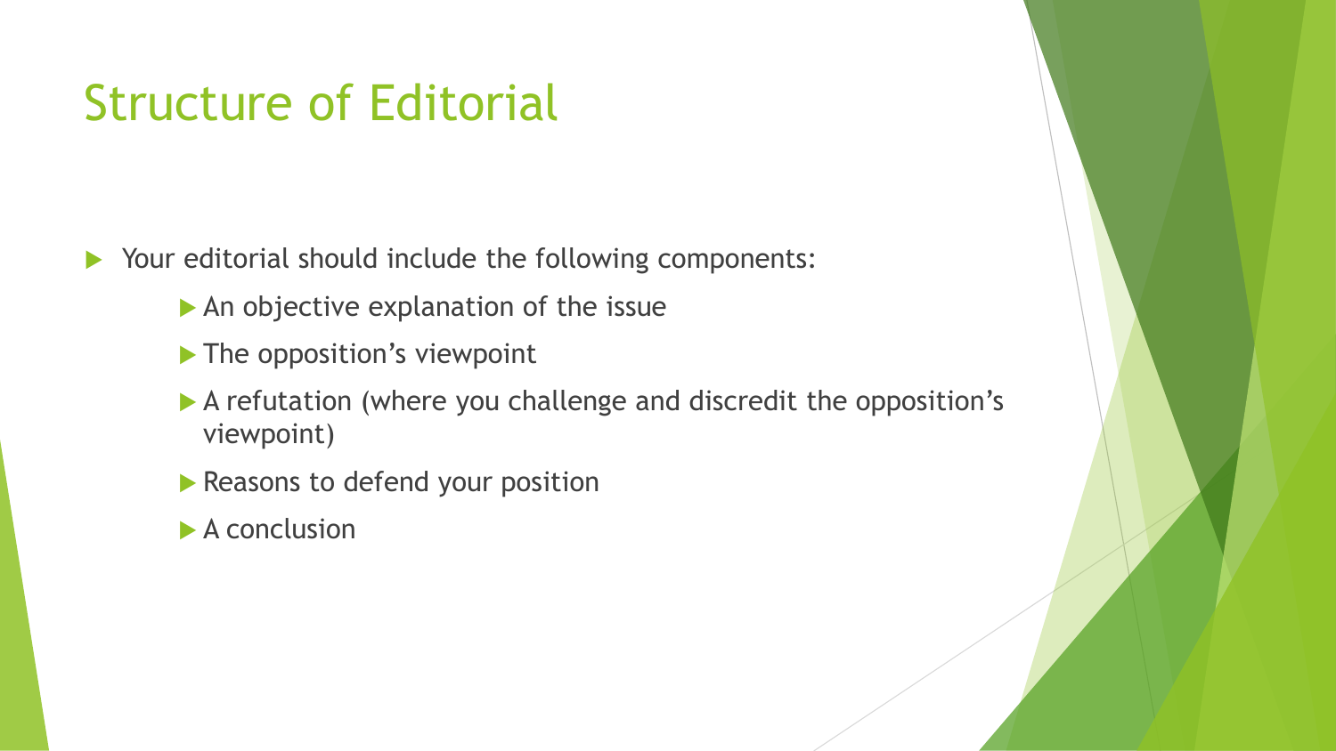# Structure of Editorial

- Your editorial should include the following components:
  - An objective explanation of the issue
  - The opposition's viewpoint
  - A refutation (where you challenge and discredit the opposition's viewpoint)
  - Reasons to defend your position
  - A conclusion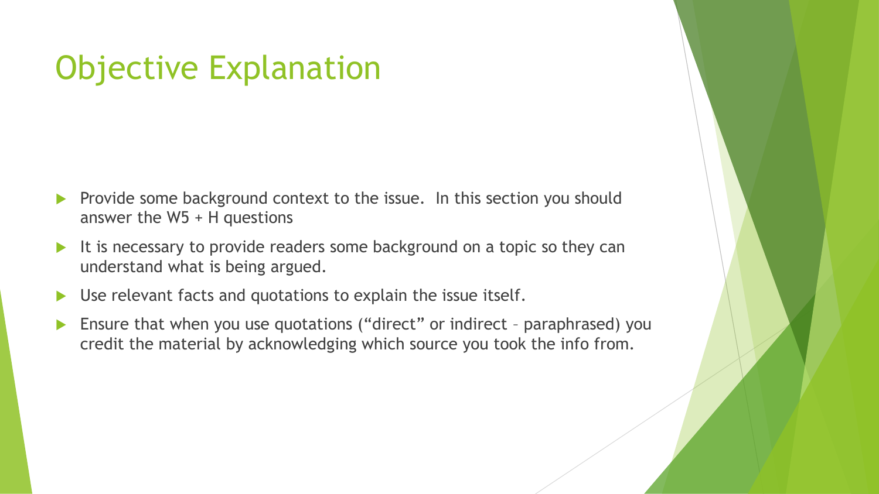# Objective Explanation

- Provide some background context to the issue. In this section you should answer the W5 + H questions
- It is necessary to provide readers some background on a topic so they can understand what is being argued.
- Use relevant facts and quotations to explain the issue itself.
- Ensure that when you use quotations ("direct" or indirect – paraphrased) you credit the material by acknowledging which source you took the info from.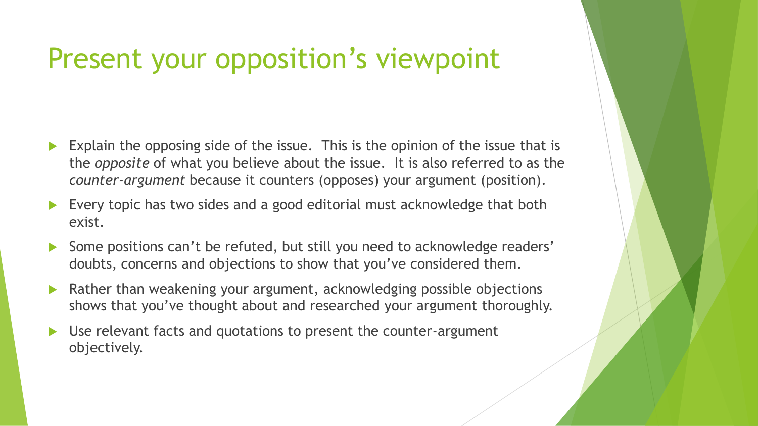# Present your opposition's viewpoint

- Explain the opposing side of the issue. This is the opinion of the issue that is the *opposite* of what you believe about the issue. It is also referred to as the *counter-argument* because it counters (opposes) your argument (position).
- Every topic has two sides and a good editorial must acknowledge that both exist.
- Some positions can't be refuted, but still you need to acknowledge readers' doubts, concerns and objections to show that you've considered them.
- Rather than weakening your argument, acknowledging possible objections shows that you've thought about and researched your argument thoroughly.
- Use relevant facts and quotations to present the counter-argument objectively.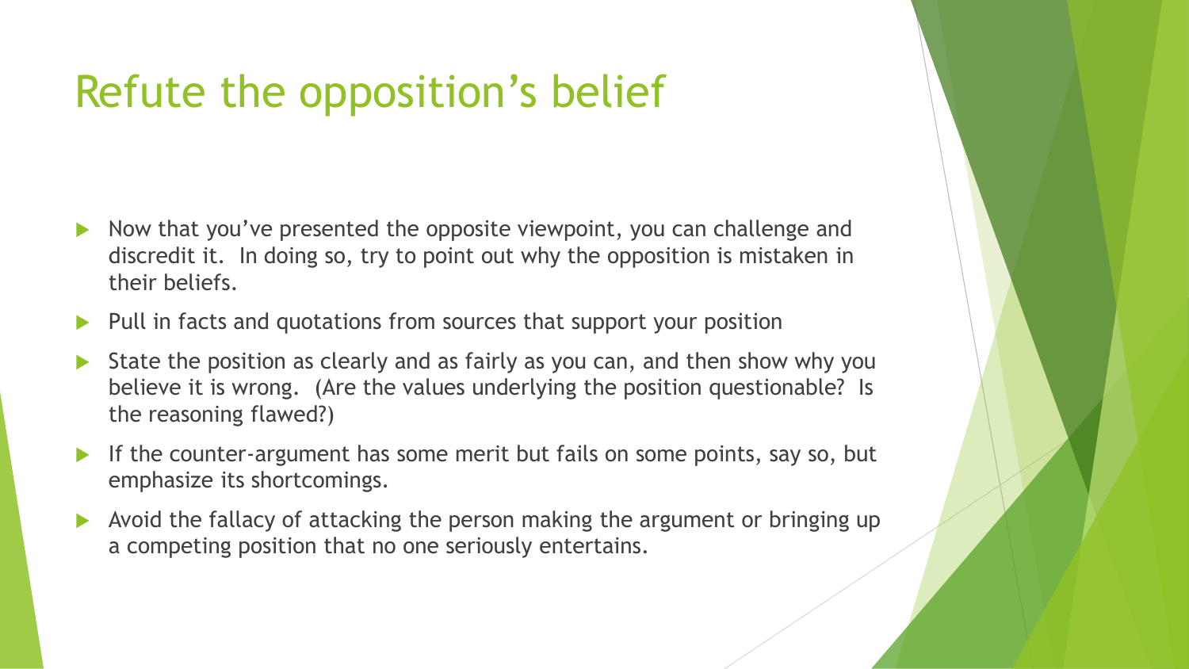# Refute the opposition's belief

- Now that you've presented the opposite viewpoint, you can challenge and discredit it. In doing so, try to point out why the opposition is mistaken in their beliefs.
- Pull in facts and quotations from sources that support your position
- State the position as clearly and as fairly as you can, and then show why you believe it is wrong. (Are the values underlying the position questionable? Is the reasoning flawed?)
- If the counter-argument has some merit but fails on some points, say so, but emphasize its shortcomings.
- Avoid the fallacy of attacking the person making the argument or bringing up a competing position that no one seriously entertains.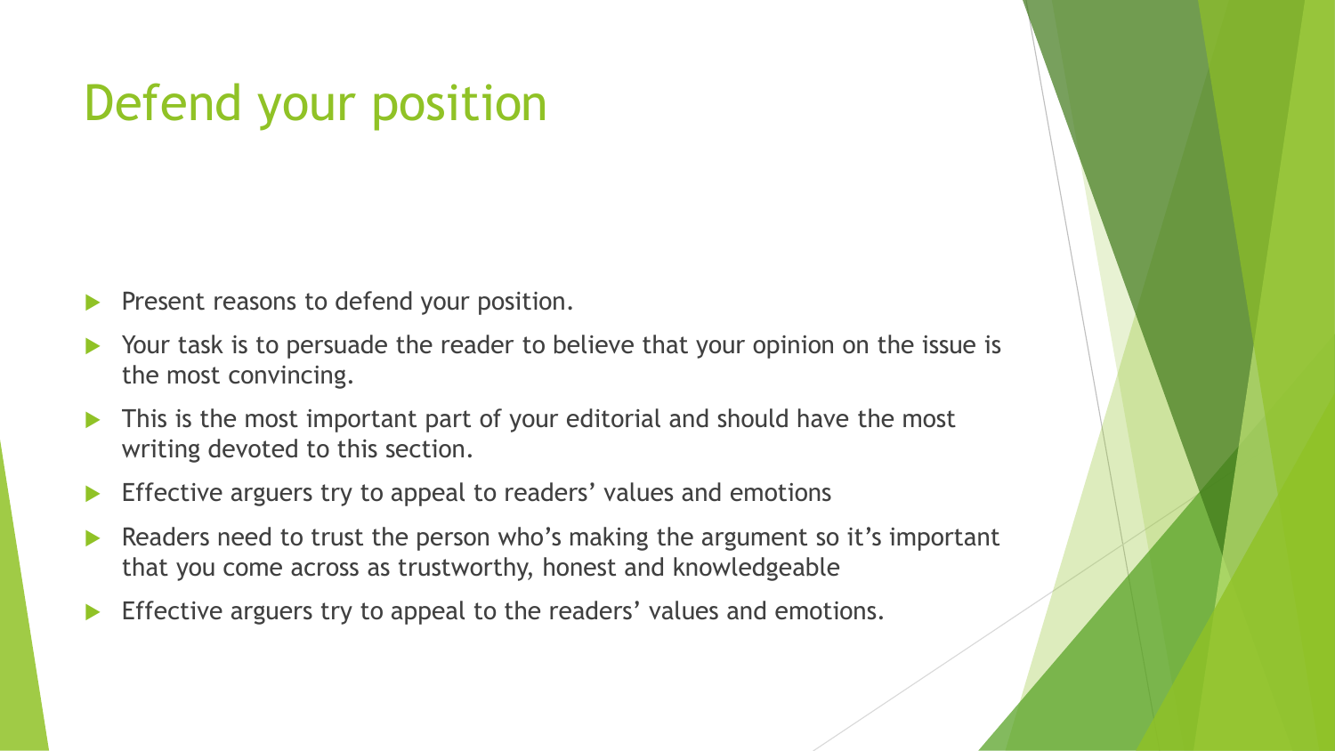# Defend your position

- Present reasons to defend your position.
- Your task is to persuade the reader to believe that your opinion on the issue is the most convincing.
- This is the most important part of your editorial and should have the most writing devoted to this section.
- Effective arguers try to appeal to readers' values and emotions
- Readers need to trust the person who's making the argument so it's important that you come across as trustworthy, honest and knowledgeable
- Effective arguers try to appeal to the readers' values and emotions.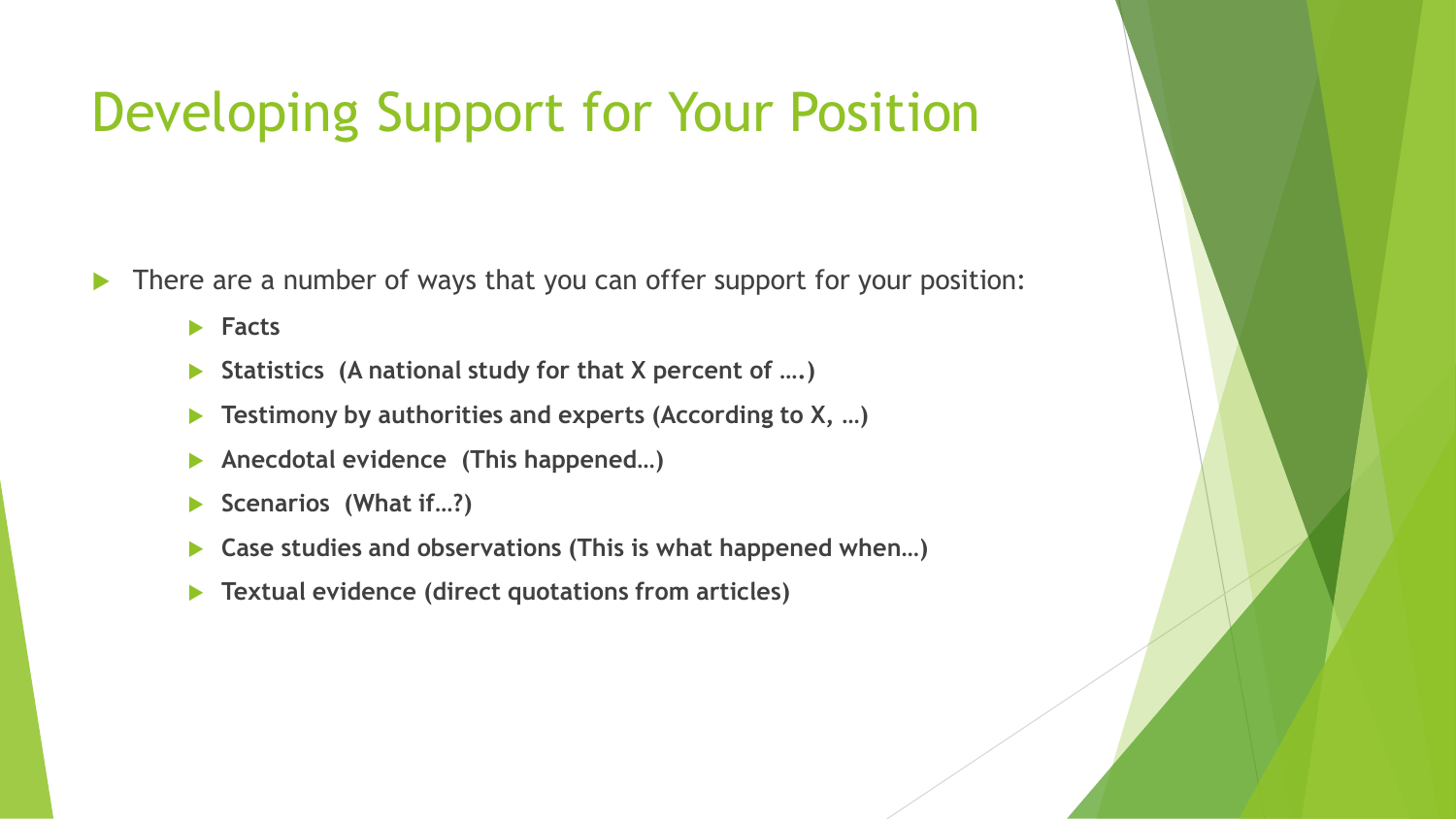# Developing Support for Your Position

- There are a number of ways that you can offer support for your position:
  - **Facts**
  - **Statistics (A national study for that X percent of ….)**
  - **Testimony by authorities and experts (According to X, …)**
  - **Anecdotal evidence (This happened…)**
  - **Scenarios (What if…?)**
  - **Case studies and observations (This is what happened when…)**
  - **Textual evidence (direct quotations from articles)**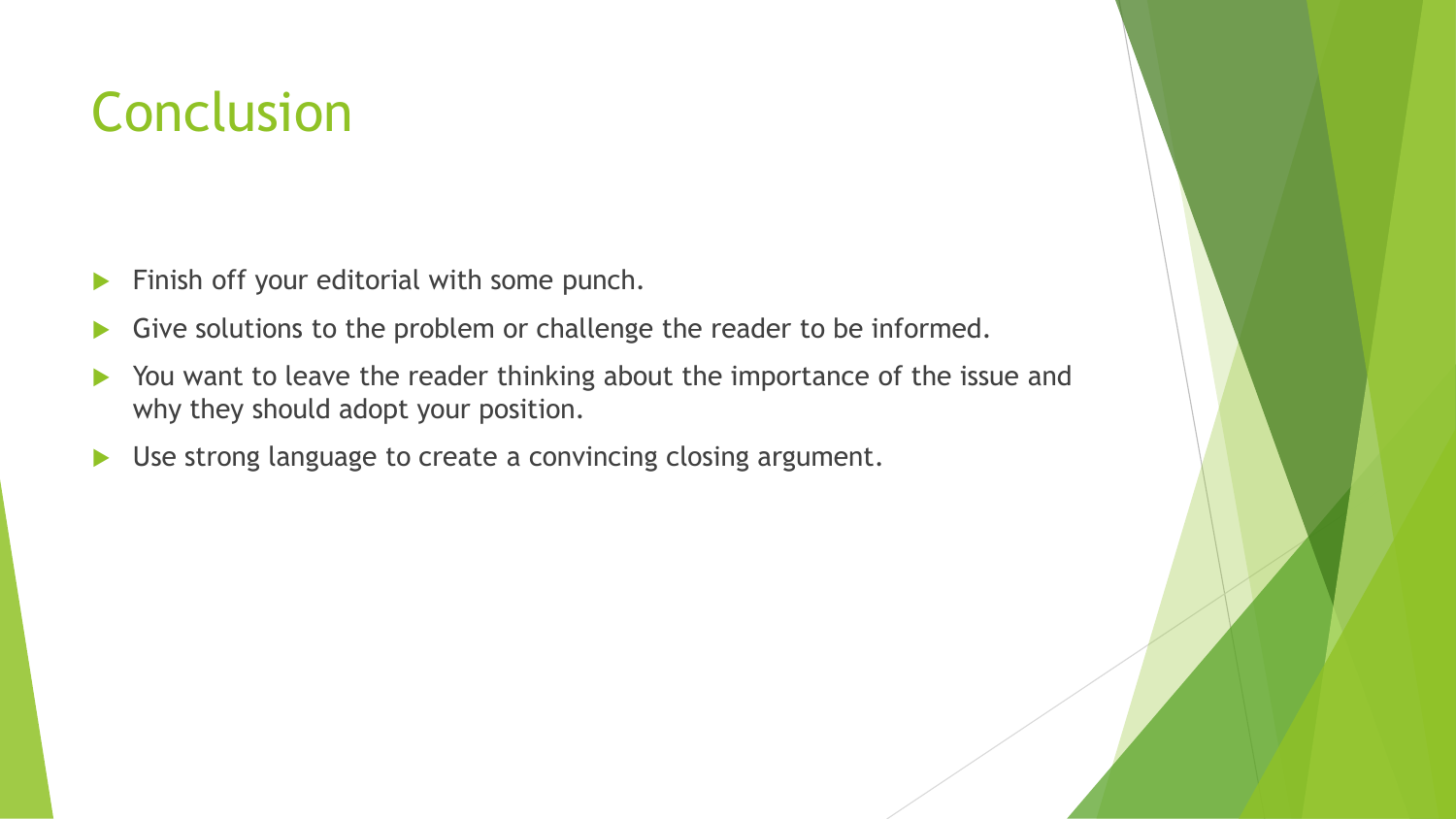# Conclusion

- Finish off your editorial with some punch.
- Give solutions to the problem or challenge the reader to be informed.
- You want to leave the reader thinking about the importance of the issue and why they should adopt your position.
- Use strong language to create a convincing closing argument.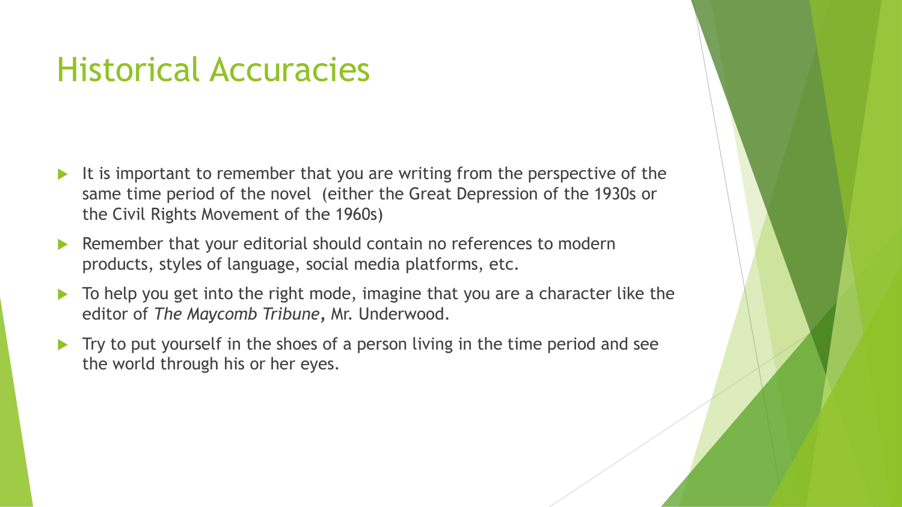# Historical Accuracies

- It is important to remember that you are writing from the perspective of the same time period of the novel  (either the Great Depression of the 1930s or the Civil Rights Movement of the 1960s)
- Remember that your editorial should contain no references to modern products, styles of language, social media platforms, etc.
- To help you get into the right mode, imagine that you are a character like the editor of *The Maycomb Tribune*, Mr. Underwood.
- Try to put yourself in the shoes of a person living in the time period and see the world through his or her eyes.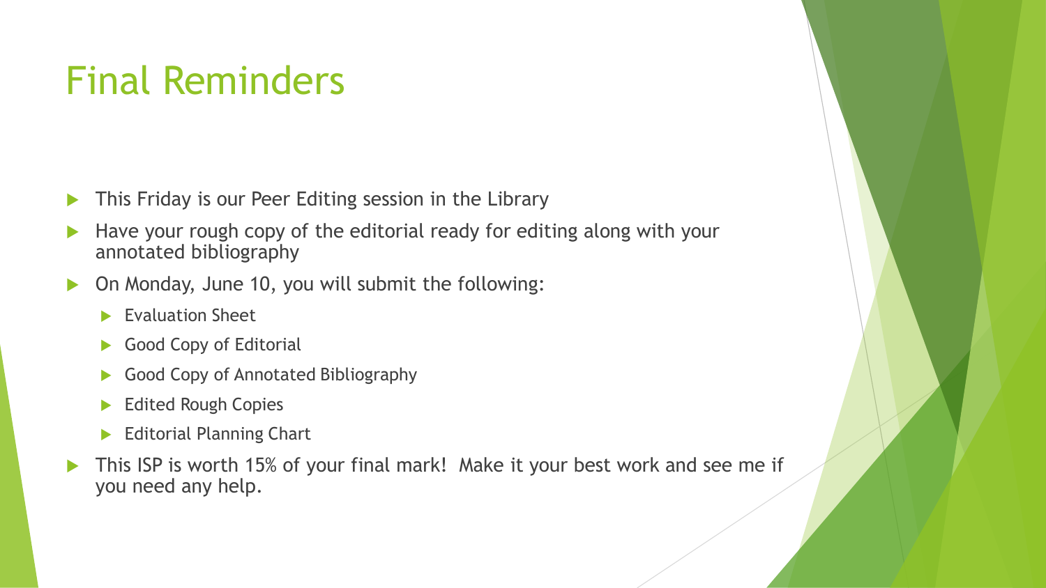# Final Reminders

- This Friday is our Peer Editing session in the Library
- Have your rough copy of the editorial ready for editing along with your annotated bibliography
- On Monday, June 10, you will submit the following:
  - Evaluation Sheet
  - Good Copy of Editorial
  - Good Copy of Annotated Bibliography
  - Edited Rough Copies
  - Editorial Planning Chart
- This ISP is worth 15% of your final mark! Make it your best work and see me if you need any help.